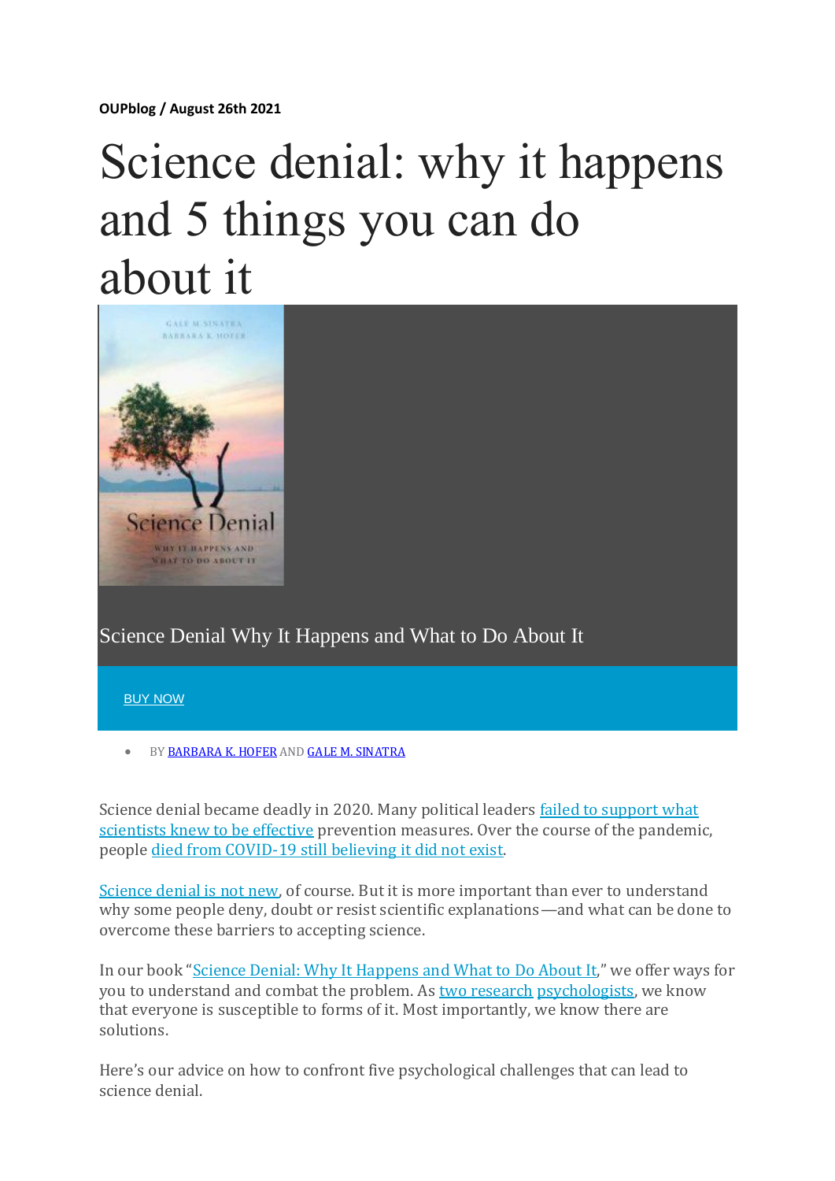**OUPblog / August 26th 2021**

# Science denial: why it happens and 5 things you can do about it

Science Denial Why It Happens and What to Do About It

BUY NOW

- BY BARBARA K. HOFER AND GALE M. SINATRA

Science denial became deadly in 2020. Many political leaders failed to support what scientists knew to be effective prevention measures. Over the course of the pandemic, people died from COVID-19 still believing it did not exist.

Science denial is not new, of course. But it is more important than ever to understand why some people deny, doubt or resist scientific explanations—and what can be done to overcome these barriers to accepting science.

In our book "Science Denial: Why It Happens and What to Do About It," we offer ways for you to understand and combat the problem. As two research psychologists, we know that everyone is susceptible to forms of it. Most importantly, we know there are solutions.

Here's our advice on how to confront five psychological challenges that can lead to science denial.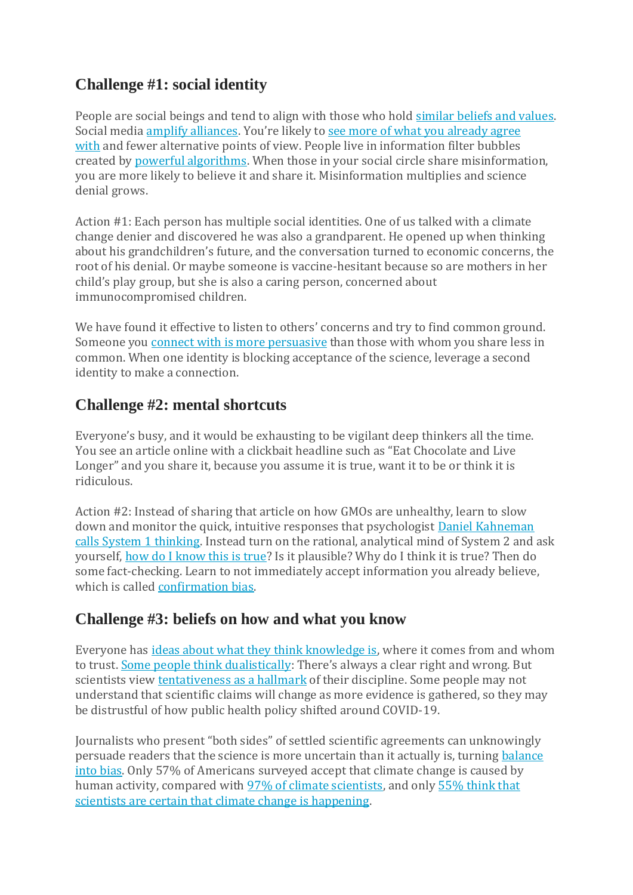## Challenge #1: social identity

People are social beings and tend to align with those who hold similar beliefs and values. Social media amplify alliances. You're likely to see more of what you already agree with and fewer alternative points of view. People live in information filter bubbles created by powerful algorithms. When those in your social circle share misinformation, you are more likely to believe it and share it. Misinformation multiplies and science denial grows.

Action #1: Each person has multiple social identities. One of us talked with a climate change denier and discovered he was also a grandparent. He opened up when thinking about his grandchildren's future, and the conversation turned to economic concerns, the root of his denial. Or maybe someone is vaccine-hesitant because so are mothers in her child's play group, but she is also a caring person, concerned about immunocompromised children.

We have found it effective to listen to others' concerns and try to find common ground. Someone you connect with is more persuasive than those with whom you share less in common. When one identity is blocking acceptance of the science, leverage a second identity to make a connection.

## Challenge #2: mental shortcuts

Everyone's busy, and it would be exhausting to be vigilant deep thinkers all the time. You see an article online with a clickbait headline such as "Eat Chocolate and Live Longer" and you share it, because you assume it is true, want it to be or think it is ridiculous.

Action #2: Instead of sharing that article on how GMOs are unhealthy, learn to slow down and monitor the quick, intuitive responses that psychologist Daniel Kahneman calls System 1 thinking. Instead turn on the rational, analytical mind of System 2 and ask yourself, how do I know this is true? Is it plausible? Why do I think it is true? Then do some fact-checking. Learn to not immediately accept information you already believe, which is called confirmation bias.

## Challenge #3: beliefs on how and what you know

Everyone has ideas about what they think knowledge is, where it comes from and whom to trust. Some people think dualistically: There's always a clear right and wrong. But scientists view tentativeness as a hallmark of their discipline. Some people may not understand that scientific claims will change as more evidence is gathered, so they may be distrustful of how public health policy shifted around COVID-19.

Journalists who present "both sides" of settled scientific agreements can unknowingly persuade readers that the science is more uncertain than it actually is, turning balance into bias. Only 57% of Americans surveyed accept that climate change is caused by human activity, compared with 97% of climate scientists, and only 55% think that scientists are certain that climate change is happening.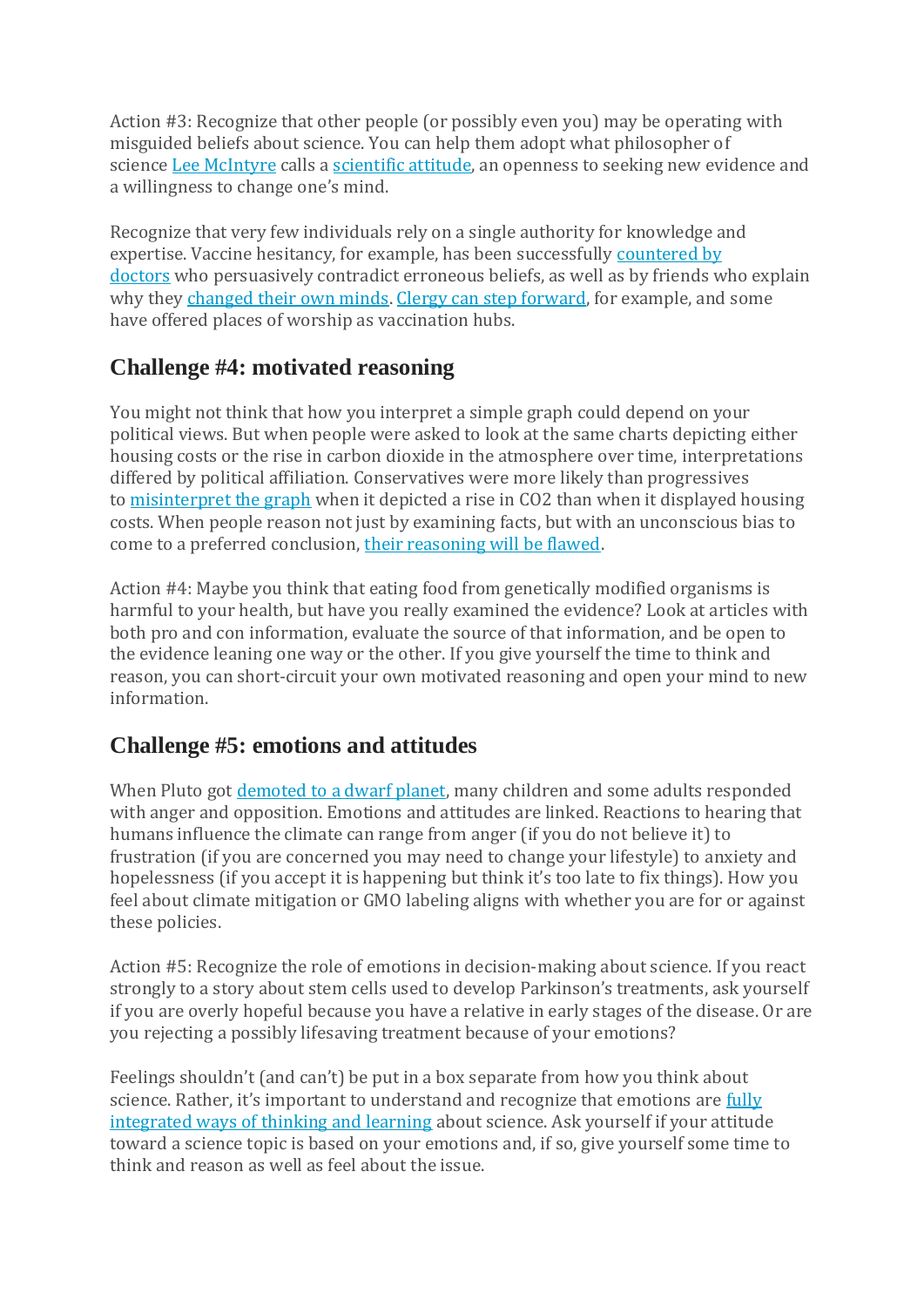Action #3: Recognize that other people (or possibly even you) may be operating with misguided beliefs about science. You can help them adopt what philosopher of science Lee McIntyre calls a scientific attitude, an openness to seeking new evidence and a willingness to change one's mind.

Recognize that very few individuals rely on a single authority for knowledge and expertise. Vaccine hesitancy, for example, has been successfully countered by doctors who persuasively contradict erroneous beliefs, as well as by friends who explain why they changed their own minds. Clergy can step forward, for example, and some have offered places of worship as vaccination hubs.

## Challenge #4: motivated reasoning

You might not think that how you interpret a simple graph could depend on your political views. But when people were asked to look at the same charts depicting either housing costs or the rise in carbon dioxide in the atmosphere over time, interpretations differed by political affiliation. Conservatives were more likely than progressives to misinterpret the graph when it depicted a rise in $CO_2$ than when it displayed housing costs. When people reason not just by examining facts, but with an unconscious bias to come to a preferred conclusion, their reasoning will be flawed.

Action #4: Maybe you think that eating food from genetically modified organisms is harmful to your health, but have you really examined the evidence? Look at articles with both pro and con information, evaluate the source of that information, and be open to the evidence leaning one way or the other. If you give yourself the time to think and reason, you can short-circuit your own motivated reasoning and open your mind to new information.

## Challenge #5: emotions and attitudes

When Pluto got demoted to a dwarf planet, many children and some adults responded with anger and opposition. Emotions and attitudes are linked. Reactions to hearing that humans influence the climate can range from anger (if you do not believe it) to frustration (if you are concerned you may need to change your lifestyle) to anxiety and hopelessness (if you accept it is happening but think it's too late to fix things). How you feel about climate mitigation or GMO labeling aligns with whether you are for or against these policies.

Action #5: Recognize the role of emotions in decision-making about science. If you react strongly to a story about stem cells used to develop Parkinson's treatments, ask yourself if you are overly hopeful because you have a relative in early stages of the disease. Or are you rejecting a possibly lifesaving treatment because of your emotions?

Feelings shouldn't (and can't) be put in a box separate from how you think about science. Rather, it's important to understand and recognize that emotions are fully integrated ways of thinking and learning about science. Ask yourself if your attitude toward a science topic is based on your emotions and, if so, give yourself some time to think and reason as well as feel about the issue.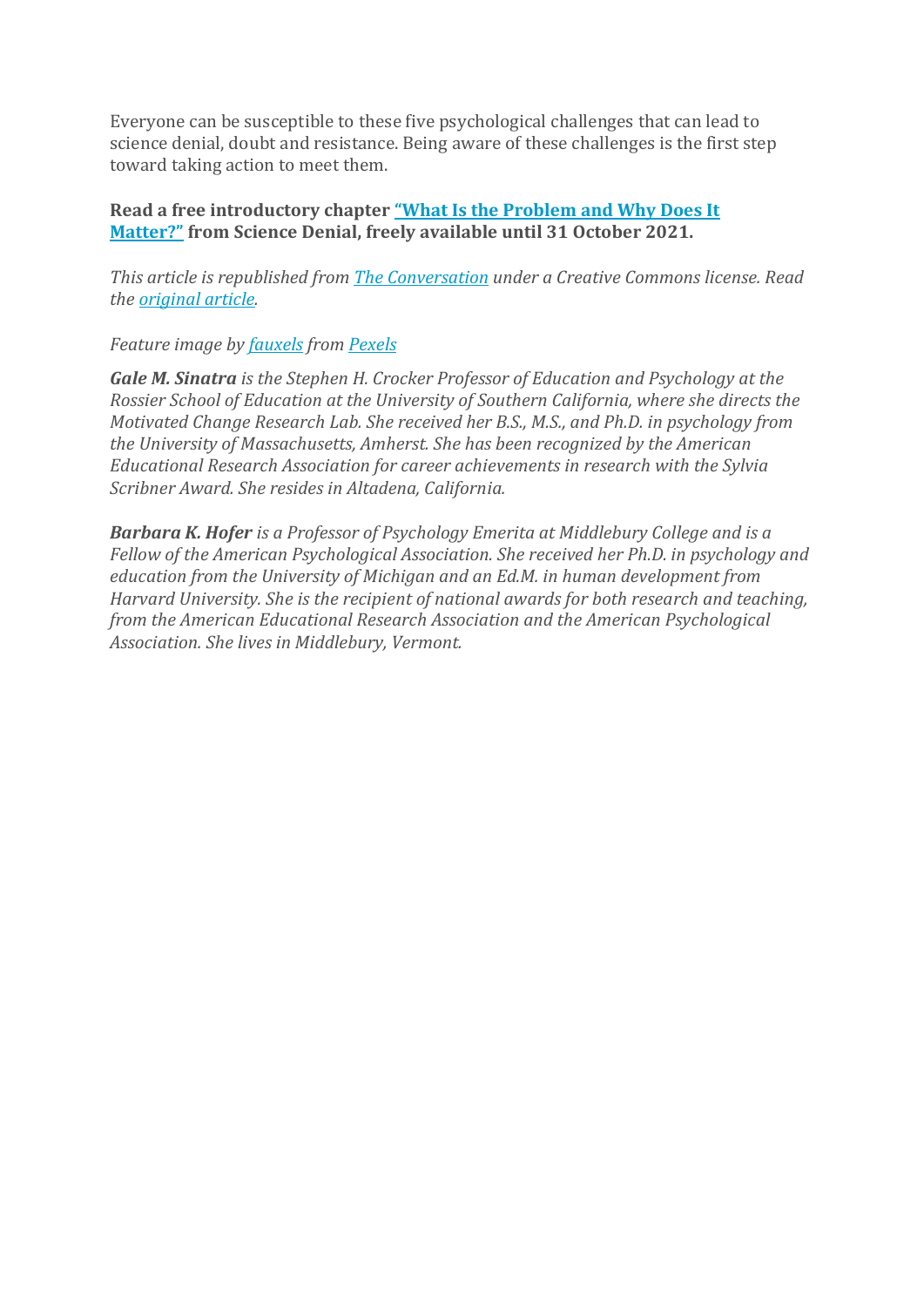Everyone can be susceptible to these five psychological challenges that can lead to science denial, doubt and resistance. Being aware of these challenges is the first step toward taking action to meet them.

**Read a free introductory chapter "What Is the Problem and Why Does It Matter?" from Science Denial, freely available until 31 October 2021.**

*This article is republished from The Conversation under a Creative Commons license. Read the original article.*

*Feature image by fauxels from Pexels*

***Gale M. Sinatra*** *is the Stephen H. Crocker Professor of Education and Psychology at the Rossier School of Education at the University of Southern California, where she directs the Motivated Change Research Lab. She received her B.S., M.S., and Ph.D. in psychology from the University of Massachusetts, Amherst. She has been recognized by the American Educational Research Association for career achievements in research with the Sylvia Scribner Award. She resides in Altadena, California.*

***Barbara K. Hofer*** *is a Professor of Psychology Emerita at Middlebury College and is a Fellow of the American Psychological Association. She received her Ph.D. in psychology and education from the University of Michigan and an Ed.M. in human development from Harvard University. She is the recipient of national awards for both research and teaching, from the American Educational Research Association and the American Psychological Association. She lives in Middlebury, Vermont.*